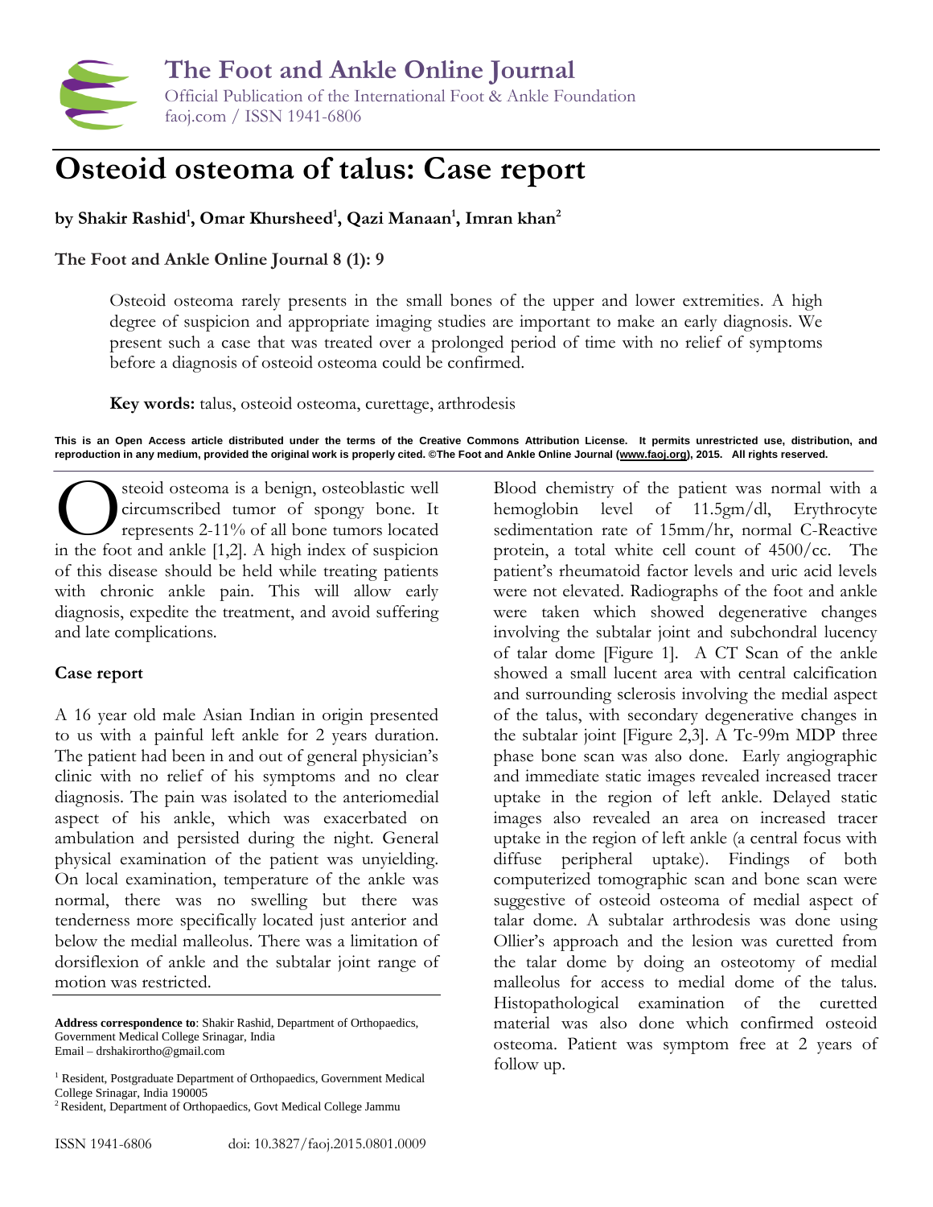# Osteoid osteoma of talus: Case report

**by Shakir Rashid[1], Omar Khursheed[1], Qazi Manaan[1], Imran khan[2]**

**The Foot and Ankle Online Journal 8 (1): 9**

Osteoid osteoma rarely presents in the small bones of the upper and lower extremities. A high degree of suspicion and appropriate imaging studies are important to make an early diagnosis. We present such a case that was treated over a prolonged period of time with no relief of symptoms before a diagnosis of osteoid osteoma could be confirmed.

**Key words:** talus, osteoid osteoma, curettage, arthrodesis

**This is an Open Access article distributed under the terms of the Creative Commons Attribution License. It permits unrestricted use, distribution, and reproduction in any medium, provided the original work is properly cited. ©The Foot and Ankle Online Journal (www.faoj.org), 2015. All rights reserved.**

Osteoid osteoma is a benign, osteoblastic well circumscribed tumor of spongy bone. It represents 2-11% of all bone tumors located in the foot and ankle [1,2]. A high index of suspicion of this disease should be held while treating patients with chronic ankle pain. This will allow early diagnosis, expedite the treatment, and avoid suffering and late complications.

## Case report

A 16 year old male Asian Indian in origin presented to us with a painful left ankle for 2 years duration. The patient had been in and out of general physician's clinic with no relief of his symptoms and no clear diagnosis. The pain was isolated to the anteriomedial aspect of his ankle, which was exacerbated on ambulation and persisted during the night. General physical examination of the patient was unyielding. On local examination, temperature of the ankle was normal, there was no swelling but there was tenderness more specifically located just anterior and below the medial malleolus. There was a limitation of dorsiflexion of ankle and the subtalar joint range of motion was restricted.

Blood chemistry of the patient was normal with a hemoglobin level of 11.5gm/dl, Erythrocyte sedimentation rate of 15mm/hr, normal C-Reactive protein, a total white cell count of 4500/cc. The patient's rheumatoid factor levels and uric acid levels were not elevated. Radiographs of the foot and ankle were taken which showed degenerative changes involving the subtalar joint and subchondral lucency of talar dome [Figure 1]. A CT Scan of the ankle showed a small lucent area with central calcification and surrounding sclerosis involving the medial aspect of the talus, with secondary degenerative changes in the subtalar joint [Figure 2,3]. A Tc-99m MDP three phase bone scan was also done. Early angiographic and immediate static images revealed increased tracer uptake in the region of left ankle. Delayed static images also revealed an area on increased tracer uptake in the region of left ankle (a central focus with diffuse peripheral uptake). Findings of both computerized tomographic scan and bone scan were suggestive of osteoid osteoma of medial aspect of talar dome. A subtalar arthrodesis was done using Ollier's approach and the lesion was curetted from the talar dome by doing an osteotomy of medial malleolus for access to medial dome of the talus. Histopathological examination of the curetted material was also done which confirmed osteoid osteoma. Patient was symptom free at 2 years of follow up.

**Address correspondence to**: Shakir Rashid, Department of Orthopaedics, Government Medical College Srinagar, India
Email – drshakirortho@gmail.com

[1] Resident, Postgraduate Department of Orthopaedics, Government Medical College Srinagar, India 190005
[2] Resident, Department of Orthopaedics, Govt Medical College Jammu

ISSN 1941-6806 doi: 10.3827/faoj.2015.0801.0009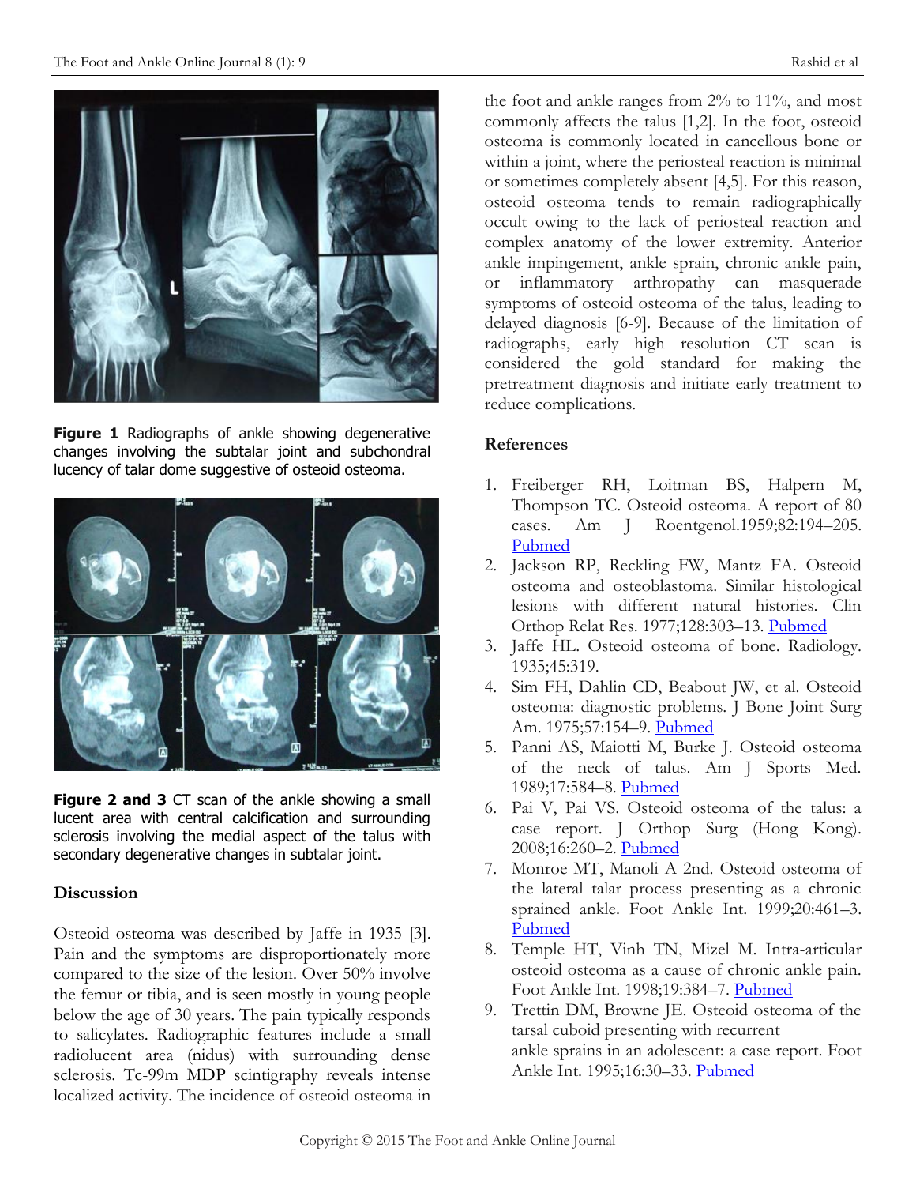**Figure 1** Radiographs of ankle showing degenerative changes involving the subtalar joint and subchondral lucency of talar dome suggestive of osteoid osteoma.

**Figure 2 and 3** CT scan of the ankle showing a small lucent area with central calcification and surrounding sclerosis involving the medial aspect of the talus with secondary degenerative changes in subtalar joint.

## Discussion

Osteoid osteoma was described by Jaffe in 1935 [3]. Pain and the symptoms are disproportionately more compared to the size of the lesion. Over 50% involve the femur or tibia, and is seen mostly in young people below the age of 30 years. The pain typically responds to salicylates. Radiographic features include a small radiolucent area (nidus) with surrounding dense sclerosis. Tc-99m MDP scintigraphy reveals intense localized activity. The incidence of osteoid osteoma in the foot and ankle ranges from 2% to 11%, and most commonly affects the talus [1,2]. In the foot, osteoid osteoma is commonly located in cancellous bone or within a joint, where the periosteal reaction is minimal or sometimes completely absent [4,5]. For this reason, osteoid osteoma tends to remain radiographically occult owing to the lack of periosteal reaction and complex anatomy of the lower extremity. Anterior ankle impingement, ankle sprain, chronic ankle pain, or inflammatory arthropathy can masquerade symptoms of osteoid osteoma of the talus, leading to delayed diagnosis [6-9]. Because of the limitation of radiographs, early high resolution CT scan is considered the gold standard for making the pretreatment diagnosis and initiate early treatment to reduce complications.

## References

1. Freiberger RH, Loitman BS, Halpern M, Thompson TC. Osteoid osteoma. A report of 80 cases. Am J Roentgenol.1959;82:194–205. Pubmed
2. Jackson RP, Reckling FW, Mantz FA. Osteoid osteoma and osteoblastoma. Similar histological lesions with different natural histories. Clin Orthop Relat Res. 1977;128:303–13. Pubmed
3. Jaffe HL. Osteoid osteoma of bone. Radiology. 1935;45:319.
4. Sim FH, Dahlin CD, Beabout JW, et al. Osteoid osteoma: diagnostic problems. J Bone Joint Surg Am. 1975;57:154–9. Pubmed
5. Panni AS, Maiotti M, Burke J. Osteoid osteoma of the neck of talus. Am J Sports Med. 1989;17:584–8. Pubmed
6. Pai V, Pai VS. Osteoid osteoma of the talus: a case report. J Orthop Surg (Hong Kong). 2008;16:260–2. Pubmed
7. Monroe MT, Manoli A 2nd. Osteoid osteoma of the lateral talar process presenting as a chronic sprained ankle. Foot Ankle Int. 1999;20:461–3. Pubmed
8. Temple HT, Vinh TN, Mizel M. Intra-articular osteoid osteoma as a cause of chronic ankle pain. Foot Ankle Int. 1998;19:384–7. Pubmed
9. Trettin DM, Browne JE. Osteoid osteoma of the tarsal cuboid presenting with recurrent ankle sprains in an adolescent: a case report. Foot Ankle Int. 1995;16:30–33. Pubmed